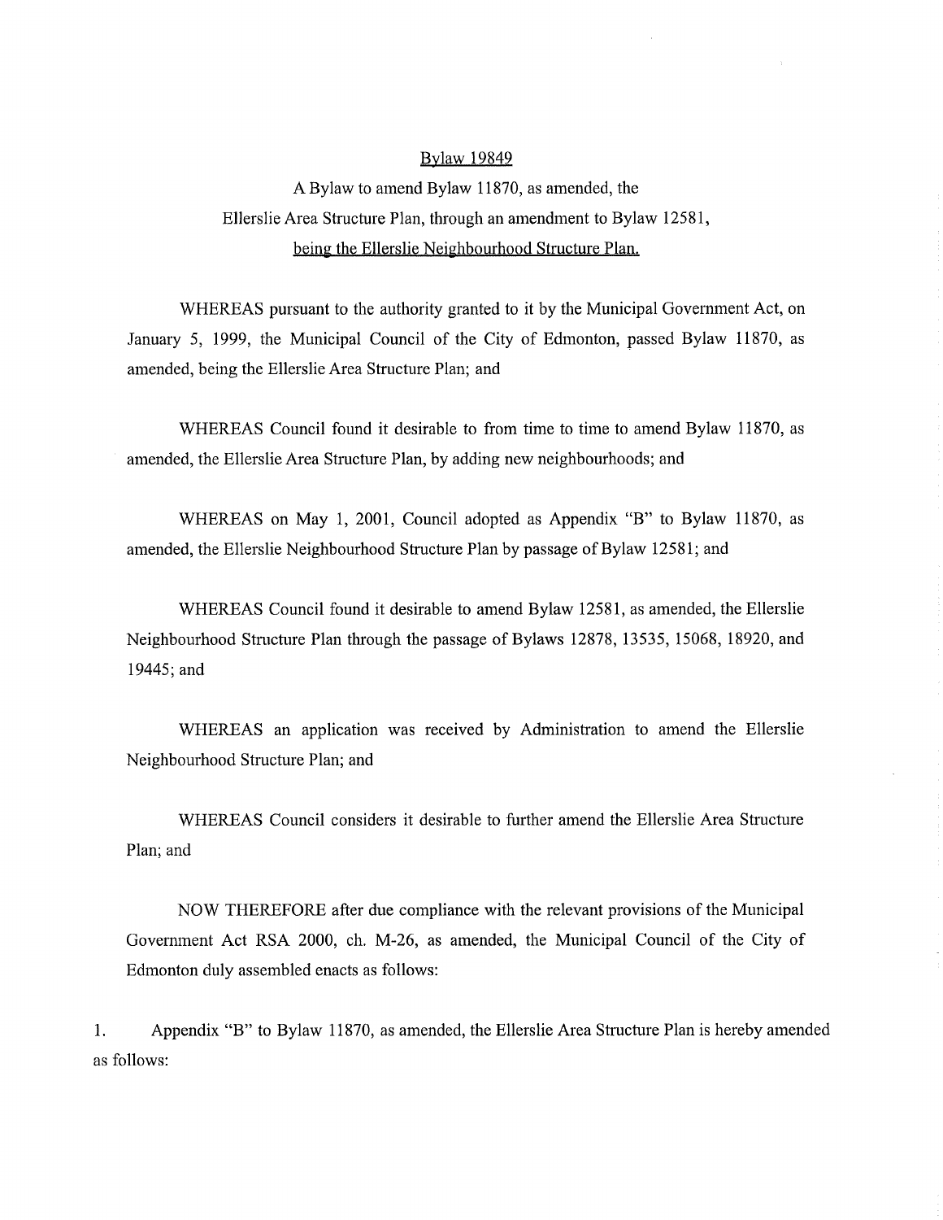# Bylaw 19849

A Bylaw to amend Bylaw 11870, as amended, the Ellerslie Area Structure Plan, through an amendment to Bylaw 12581, being the Ellerslie Neighbourhood Structure Plan.

WHEREAS pursuant to the authority granted to it by the Municipal Government Act, on January 5, 1999, the Municipal Council of the City of Edmonton, passed Bylaw 11870, as amended, being the Ellerslie Area Structure Plan; and

WHEREAS Council found it desirable to from time to time to amend Bylaw 11870, as amended, the Ellerslie Area Structure Plan, by adding new neighbourhoods; and

WHEREAS on May 1, 2001, Council adopted as Appendix "B" to Bylaw 11870, as amended, the Ellerslie Neighbourhood Structure Plan by passage of Bylaw 12581; and

WHEREAS Council found it desirable to amend Bylaw 12581, as amended, the Ellerslie Neighbourhood Structure Plan through the passage of Bylaws 12878, 13535, 15068, 18920, and 19445; and

WHEREAS an application was received by Administration to amend the Ellerslie Neighbourhood Structure Plan; and

WHEREAS Council considers it desirable to further amend the Ellerslie Area Structure Plan; and

NOW THEREFORE after due compliance with the relevant provisions of the Municipal Government Act RSA 2000, ch. M-26, as amended, the Municipal Council of the City of Edmonton duly assembled enacts as follows:

1. Appendix "B" to Bylaw 11870, as amended, the Ellerslie Area Structure Plan is hereby amended as follows: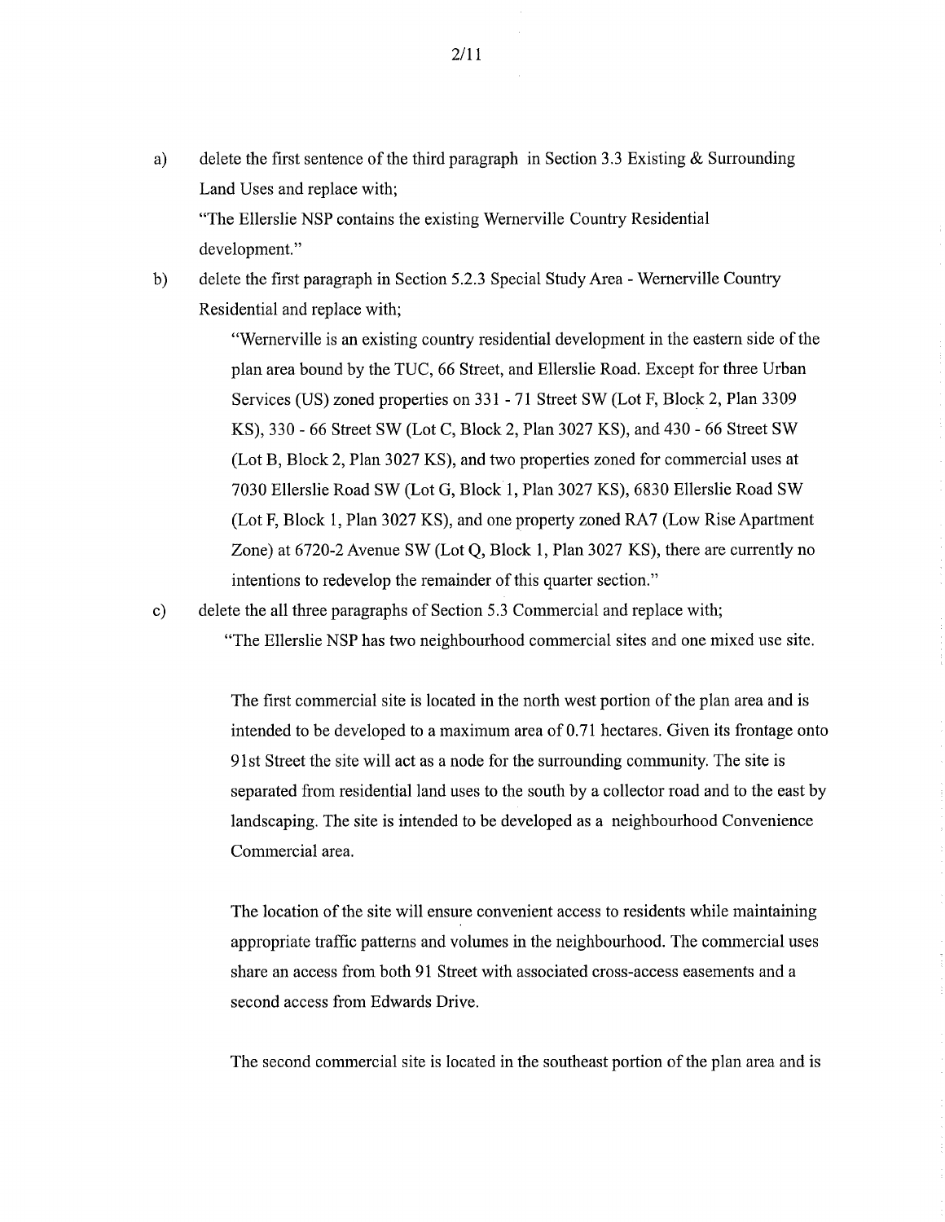a) delete the first sentence of the third paragraph in Section 3.3 Existing & Surrounding Land Uses and replace with;

"The Ellerslie NSP contains the existing Wernerville Country Residential development."

b) delete the first paragraph in Section 5.2.3 Special Study Area - Wernerville Country Residential and replace with;

"Wernerville is an existing country residential development in the eastern side of the plan area bound by the TUC, 66 Street, and Ellerslie Road. Except for three Urban Services (US) zoned properties on 331 - 71 Street SW (Lot F, Block 2, Plan 3309 KS), 330 - 66 Street SW (Lot C, Block 2, Plan 3027 KS), and 430 - 66 Street SW (Lot B, Block 2, Plan 3027 KS), and two properties zoned for commercial uses at 7030 Ellerslie Road SW (Lot G, Block 1, Plan 3027 KS), 6830 Ellerslie Road SW (Lot F, Block 1, Plan 3027 KS), and one property zoned RA7 (Low Rise Apartment Zone) at 6720-2 Avenue SW (Lot Q, Block 1, Plan 3027 KS), there are currently no intentions to redevelop the remainder of this quarter section."

c) delete the all three paragraphs of Section 5.3 Commercial and replace with;

"The Ellerslie NSP has two neighbourhood commercial sites and one mixed use site.

The first commercial site is located in the north west portion of the plan area and is intended to be developed to a maximum area of 0.71 hectares. Given its frontage onto 91st Street the site will act as a node for the surrounding community. The site is separated from residential land uses to the south by a collector road and to the east by landscaping. The site is intended to be developed as a neighbourhood Convenience Commercial area.

The location of the site will ensure convenient access to residents while maintaining appropriate traffic patterns and volumes in the neighbourhood. The commercial uses share an access from both 91 Street with associated cross-access easements and a second access from Edwards Drive.

The second commercial site is located in the southeast portion of the plan area and is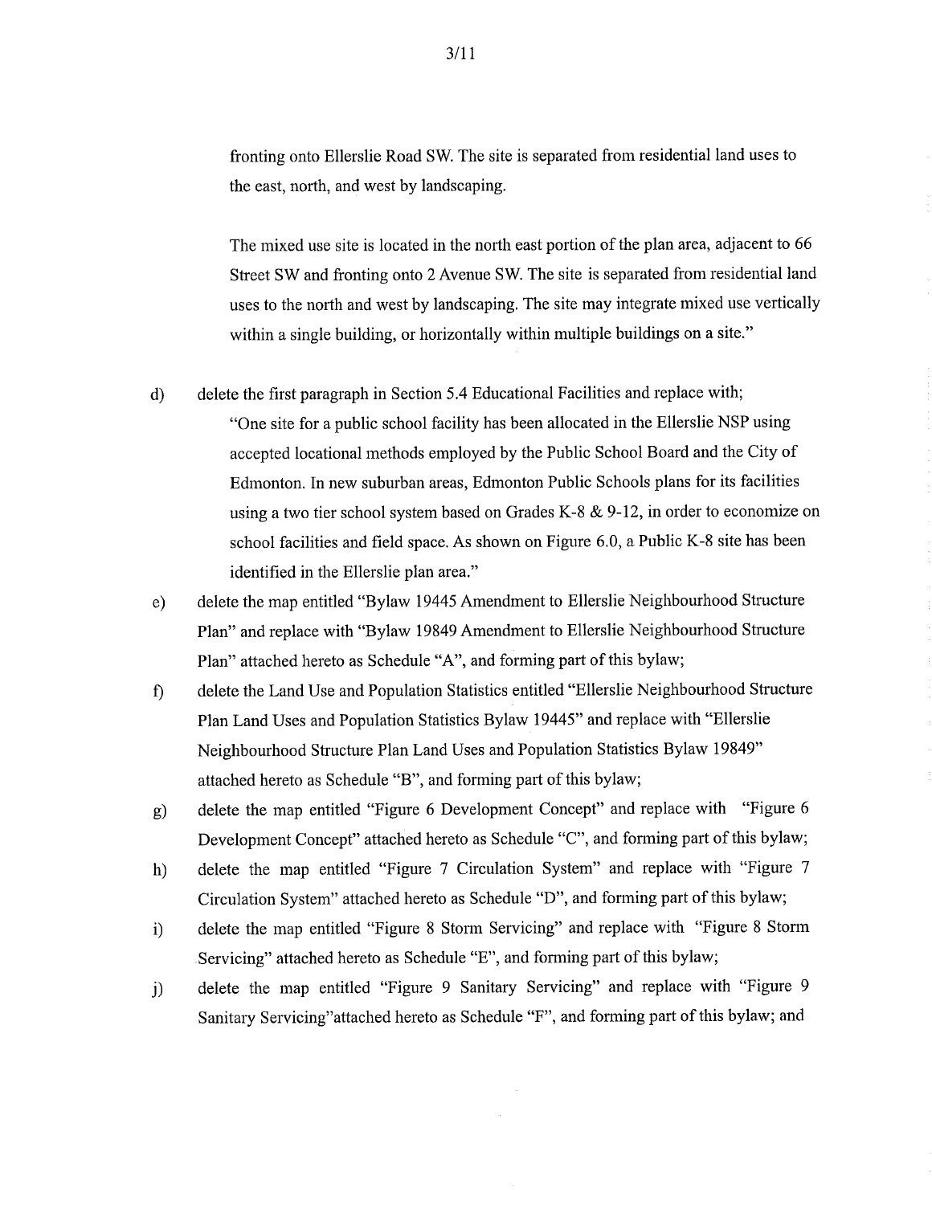fronting onto Ellerslie Road SW. The site is separated from residential land uses to the east, north, and west by landscaping.

The mixed use site is located in the north east portion of the plan area, adjacent to 66 Street SW and fronting onto 2 Avenue SW. The site is separated from residential land uses to the north and west by landscaping. The site may integrate mixed use vertically within a single building, or horizontally within multiple buildings on a site."

d) delete the first paragraph in Section 5.4 Educational Facilities and replace with;
"One site for a public school facility has been allocated in the Ellerslie NSP using accepted locational methods employed by the Public School Board and the City of Edmonton. In new suburban areas, Edmonton Public Schools plans for its facilities using a two tier school system based on Grades K-8 & 9-12, in order to economize on school facilities and field space. As shown on Figure 6.0, a Public K-8 site has been identified in the Ellerslie plan area."

e) delete the map entitled "Bylaw 19445 Amendment to Ellerslie Neighbourhood Structure Plan" and replace with "Bylaw 19849 Amendment to Ellerslie Neighbourhood Structure Plan" attached hereto as Schedule "A", and forming part of this bylaw;

f) delete the Land Use and Population Statistics entitled "Ellerslie Neighbourhood Structure Plan Land Uses and Population Statistics Bylaw 19445" and replace with "Ellerslie Neighbourhood Structure Plan Land Uses and Population Statistics Bylaw 19849" attached hereto as Schedule "B", and forming part of this bylaw;

g) delete the map entitled "Figure 6 Development Concept" and replace with "Figure 6 Development Concept" attached hereto as Schedule "C", and forming part of this bylaw;

h) delete the map entitled "Figure 7 Circulation System" and replace with "Figure 7 Circulation System" attached hereto as Schedule "D", and forming part of this bylaw;

i) delete the map entitled "Figure 8 Storm Servicing" and replace with "Figure 8 Storm Servicing" attached hereto as Schedule "E", and forming part of this bylaw;

j) delete the map entitled "Figure 9 Sanitary Servicing" and replace with "Figure 9 Sanitary Servicing"attached hereto as Schedule "F", and forming part of this bylaw; and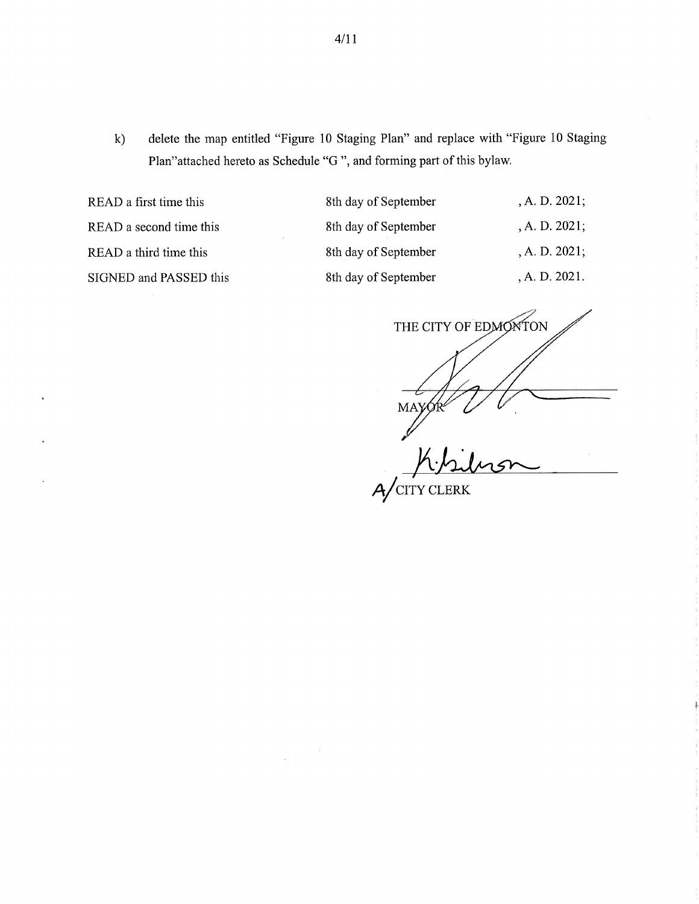k) delete the map entitled "Figure 10 Staging Plan" and replace with "Figure 10 Staging Plan"attached hereto as Schedule "G ", and forming part of this bylaw.

| | | |
|---|---|---|
| READ a first time this | 8th day of September | , A. D. 2021; |
| READ a second time this | 8th day of September | , A. D. 2021; |
| READ a third time this | 8th day of September | , A. D. 2021; |
| SIGNED and PASSED this | 8th day of September | , A. D. 2021. |

THE CITY OF EDMONTON

MAYOR

A/CITY CLERK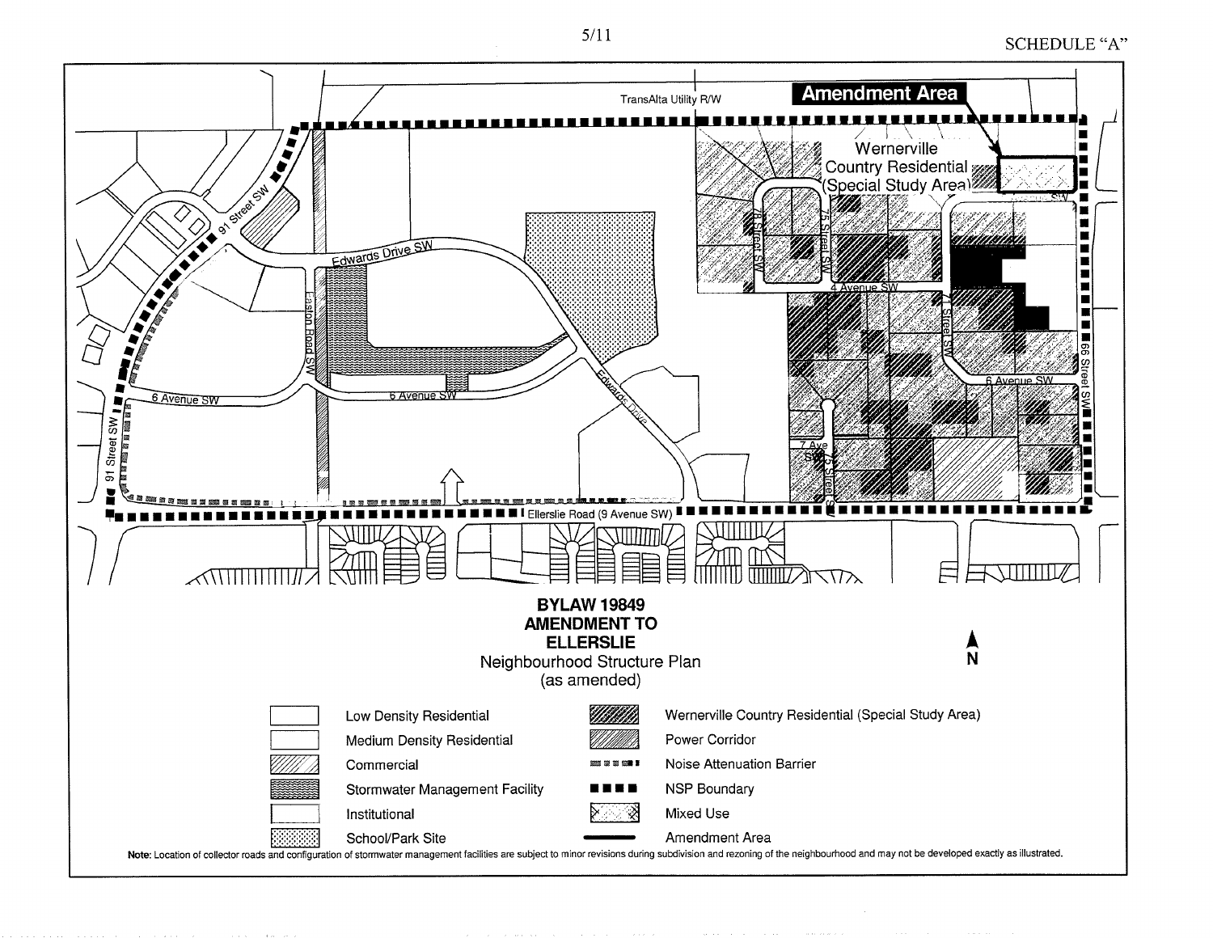SCHEDULE "A"

TransAlta Utility R/W

**Amendment Area**

Wernerville Country Residential (Special Study Area)

91 Street SW

Edwards Drive SW

Easton Road SW

6 Avenue SW

Edwards Drive

75 Street SW

4 Avenue SW

71 Street SW

66 Street SW

7 Ave SW

Ellerslie Road (9 Avenue SW)

**BYLAW 19849**
**AMENDMENT TO**
**ELLERSLIE**
Neighbourhood Structure Plan
(as amended)

N

| Legend | |
|---|---|
| Low Density Residential | Wernerville Country Residential (Special Study Area) |
| Medium Density Residential | Power Corridor |
| Commercial | Noise Attenuation Barrier |
| Stormwater Management Facility | NSP Boundary |
| Institutional | Mixed Use |
| School/Park Site | Amendment Area |

**Note:** Location of collector roads and configuration of stormwater management facilities are subject to minor revisions during subdivision and rezoning of the neighbourhood and may not be developed exactly as illustrated.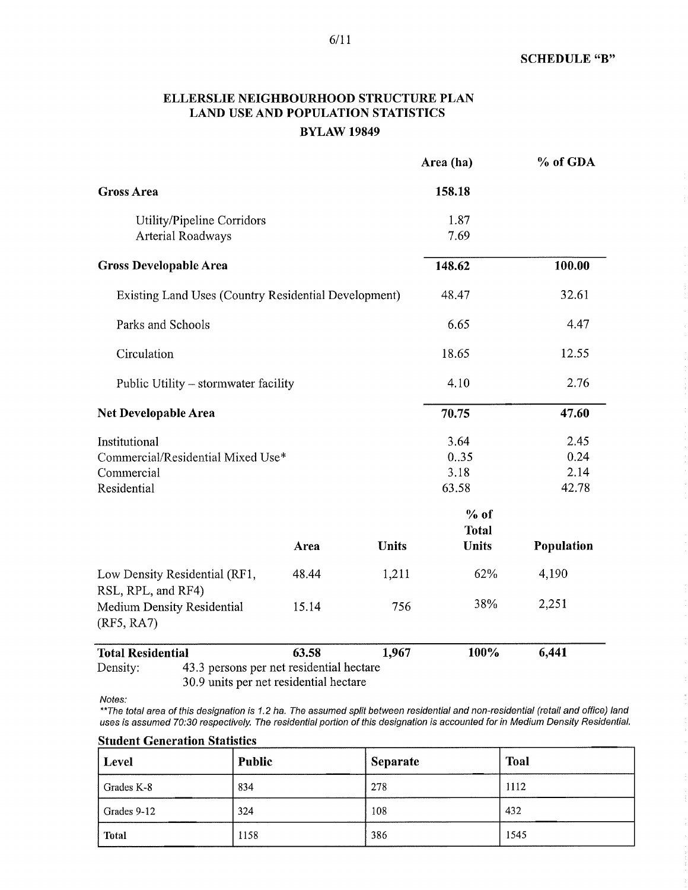**SCHEDULE "B"**

## ELLERSLIE NEIGHBOURHOOD STRUCTURE PLAN
## LAND USE AND POPULATION STATISTICS
### BYLAW 19849

| | Area (ha) | % of GDA |
|---|---|---|
| **Gross Area** | **158.18** | |
| Utility/Pipeline Corridors | 1.87 | |
| Arterial Roadways | 7.69 | |
| **Gross Developable Area** | **148.62** | **100.00** |
| Existing Land Uses (Country Residential Development) | 48.47 | 32.61 |
| Parks and Schools | 6.65 | 4.47 |
| Circulation | 18.65 | 12.55 |
| Public Utility – stormwater facility | 4.10 | 2.76 |
| **Net Developable Area** | **70.75** | **47.60** |
| Institutional | 3.64 | 2.45 |
| Commercial/Residential Mixed Use* | 0..35 | 0.24 |
| Commercial | 3.18 | 2.14 |
| Residential | 63.58 | 42.78 |

| | Area | Units | % of Total Units | Population |
|---|---|---|---|---|
| Low Density Residential (RF1, RSL, RPL, and RF4) | 48.44 | 1,211 | 62% | 4,190 |
| Medium Density Residential (RF5, RA7) | 15.14 | 756 | 38% | 2,251 |
| **Total Residential** | **63.58** | **1,967** | **100%** | **6,441** |

Density: 43.3 persons per net residential hectare
30.9 units per net residential hectare

*Notes:*
*\*\*The total area of this designation is 1.2 ha. The assumed split between residential and non-residential (retail and office) land uses is assumed 70:30 respectively. The residential portion of this designation is accounted for in Medium Density Residential.*

**Student Generation Statistics**

| Level | Public | Separate | Toal |
|---|---|---|---|
| Grades K-8 | 834 | 278 | 1112 |
| Grades 9-12 | 324 | 108 | 432 |
| **Total** | 1158 | 386 | 1545 |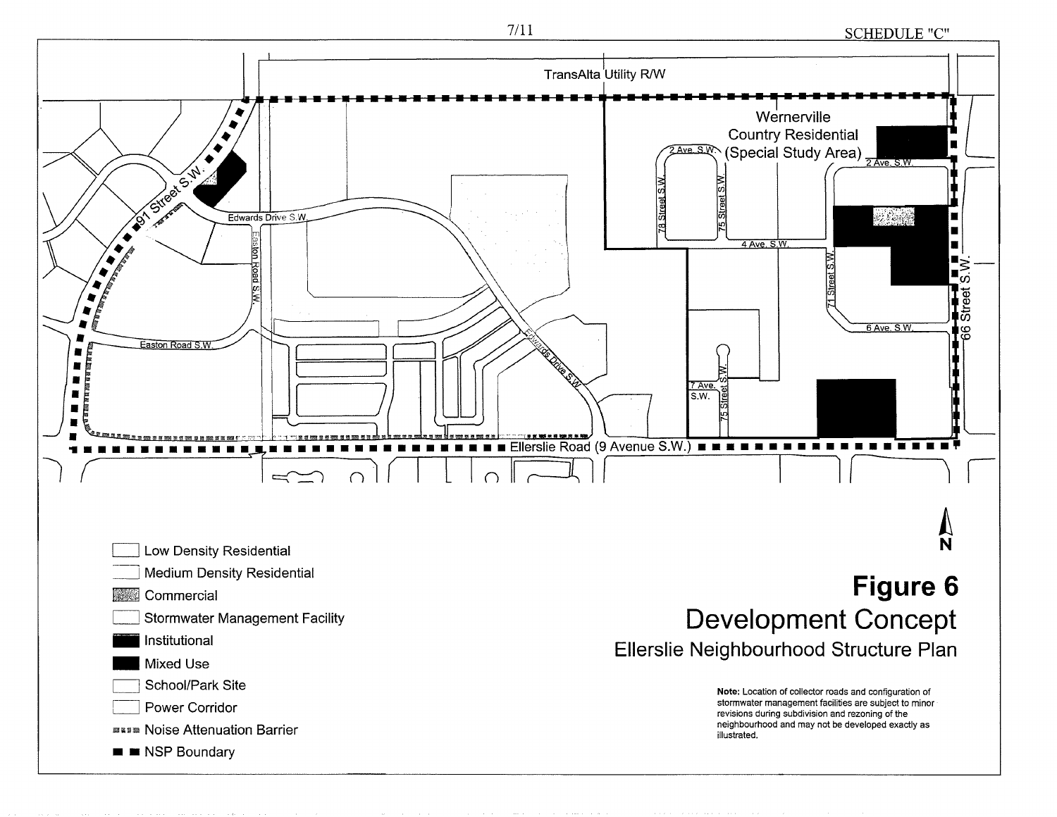SCHEDULE "C"

TransAlta Utility R/W

Wernerville Country Residential (Special Study Area)

2 Ave. S.W.

78 Street S.W.

75 Street S.W.

4 Ave. S.W.

71 Street S.W.

6 Ave. S.W.

66 Street S.W.

91 Street S.W.

Edwards Drive S.W.

Easton Road S.W.

7 Ave. S.W.

Ellerslie Road (9 Avenue S.W.)

N

- Low Density Residential
- Medium Density Residential
- Commercial
- Stormwater Management Facility
- Institutional
- Mixed Use
- School/Park Site
- Power Corridor
- Noise Attenuation Barrier
- NSP Boundary

# Figure 6

## Development Concept

### Ellerslie Neighbourhood Structure Plan

**Note:** Location of collector roads and configuration of stormwater management facilities are subject to minor revisions during subdivision and rezoning of the neighbourhood and may not be developed exactly as illustrated.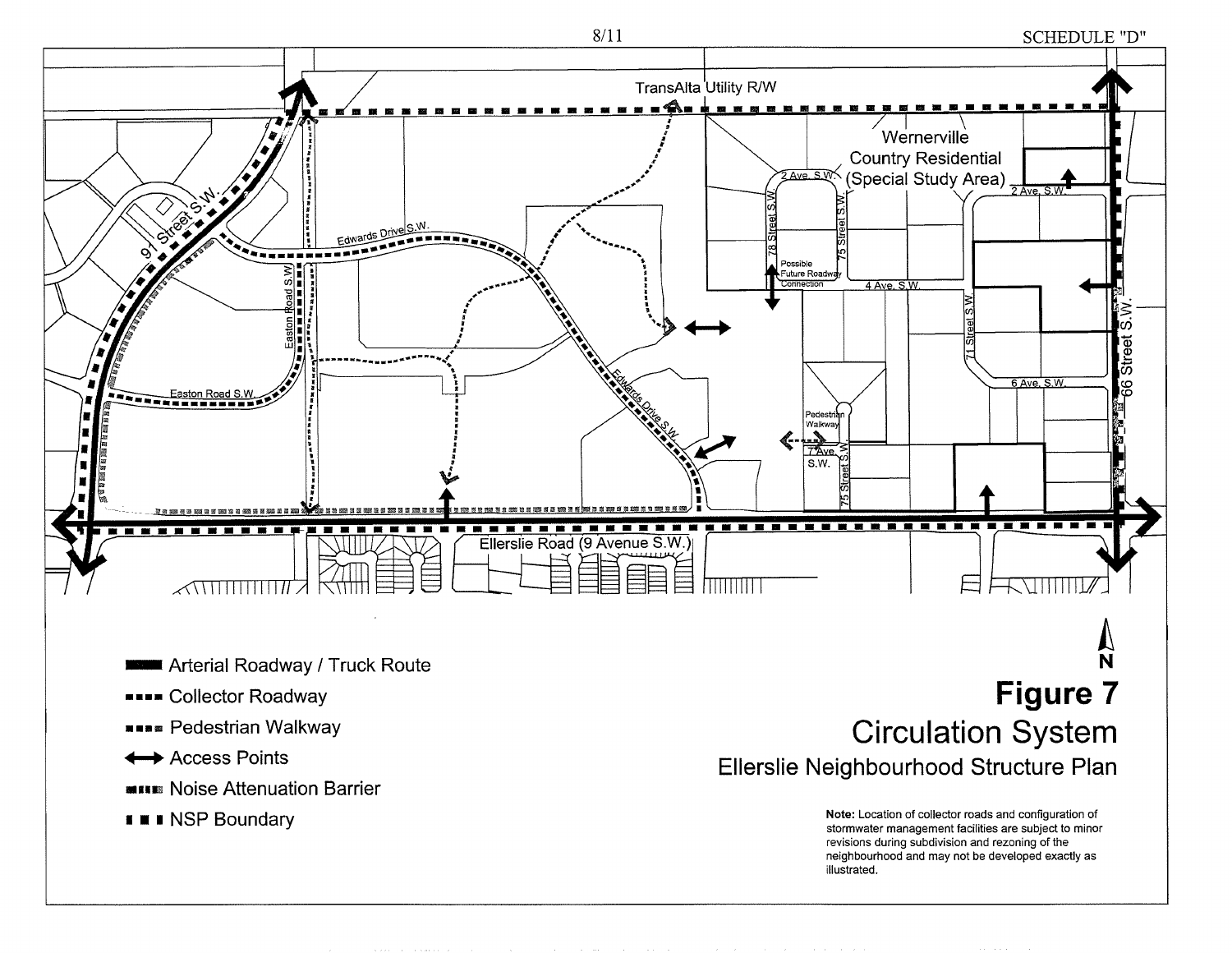SCHEDULE "D"

TransAlta Utility R/W

Wernerville Country Residential (Special Study Area)

91 Street S.W.

Edwards Drive S.W.

Easton Road S.W.

Easton Road S.W.

Edwards Drive S.W.

2 Ave. S.W.

78 Street S.W.

75 Street S.W.

Possible Future Roadway Connection

4 Ave. S.W.

2 Ave. S.W.

71 Street S.W.

6 Ave. S.W.

66 Street S.W.

Pedestrian Walkway

7 Ave. S.W.

75 Street S.W.

Ellerslie Road (9 Avenue S.W.)

- Arterial Roadway / Truck Route
- Collector Roadway
- Pedestrian Walkway
- Access Points
- Noise Attenuation Barrier
- NSP Boundary

N

# Figure 7

## Circulation System

Ellerslie Neighbourhood Structure Plan

**Note:** Location of collector roads and configuration of stormwater management facilities are subject to minor revisions during subdivision and rezoning of the neighbourhood and may not be developed exactly as illustrated.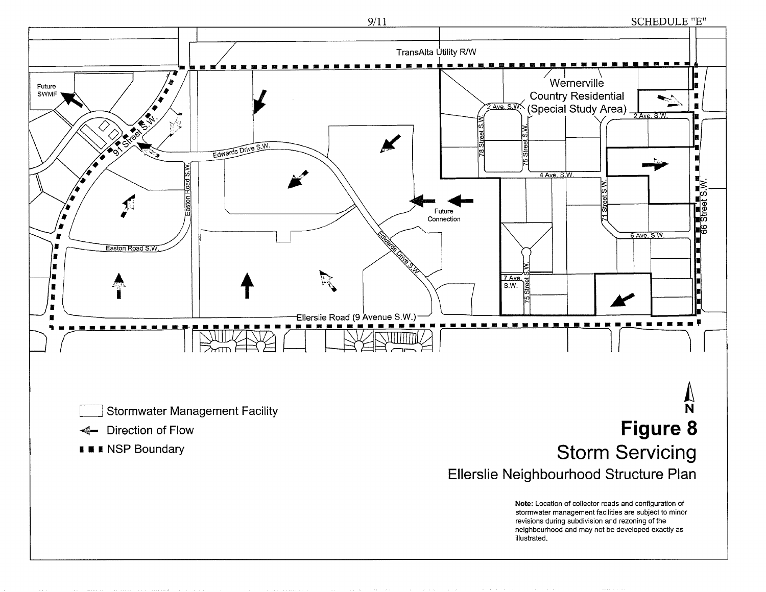SCHEDULE "E"

TransAlta Utility R/W

Future SWMF

Wernerville Country Residential (Special Study Area)

2 Ave. S.W.

78 Street S.W.

75 Street S.W.

4 Ave. S.W.

71 Street S.W.

6 Ave. S.W.

7 Ave. S.W.

66 Street S.W.

91 Street S.W.

Edwards Drive S.W.

Easton Road S.W.

Future Connection

Ellerslie Road (9 Avenue S.W.)

Stormwater Management Facility

Direction of Flow

NSP Boundary

N

# Figure 8

## Storm Servicing

### Ellerslie Neighbourhood Structure Plan

**Note:** Location of collector roads and configuration of stormwater management facilities are subject to minor revisions during subdivision and rezoning of the neighbourhood and may not be developed exactly as illustrated.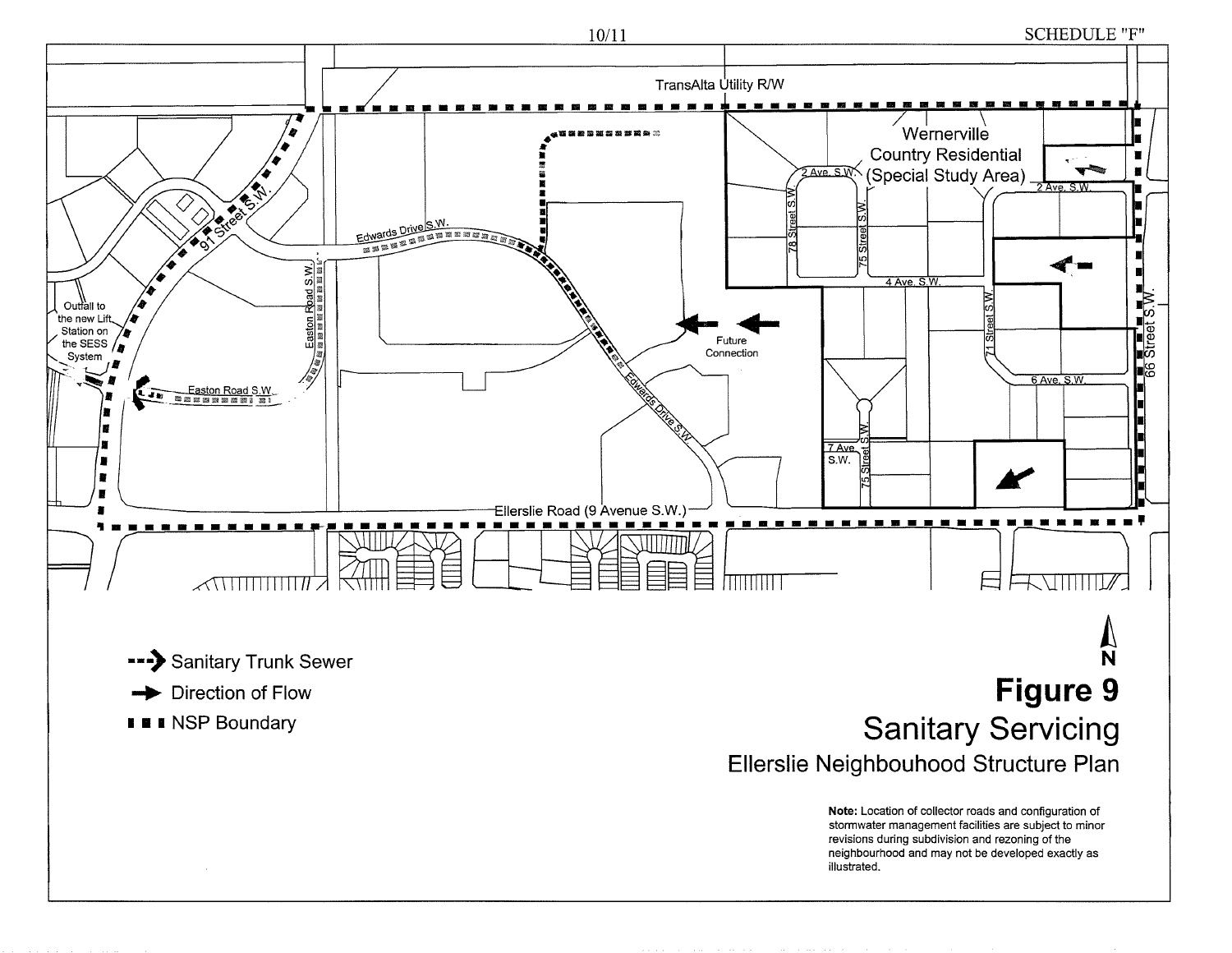SCHEDULE "F"

TransAlta Utility R/W

Wernerville Country Residential (Special Study Area)

2 Ave. S.W.

78 Street S.W.

75 Street S.W.

4 Ave. S.W.

71 Street S.W.

6 Ave. S.W.

7 Ave S.W.

66 Street S.W.

91 Street S.W.

Edwards Drive S.W.

Easton Road S.W.

Outfall to the new Lift Station on the SESS System

Future Connection

Ellerslie Road (9 Avenue S.W.)

- Sanitary Trunk Sewer
- Direction of Flow
- NSP Boundary

N

# Figure 9

## Sanitary Servicing

### Ellerslie Neighbouhood Structure Plan

**Note:** Location of collector roads and configuration of stormwater management facilities are subject to minor revisions during subdivision and rezoning of the neighbourhood and may not be developed exactly as illustrated.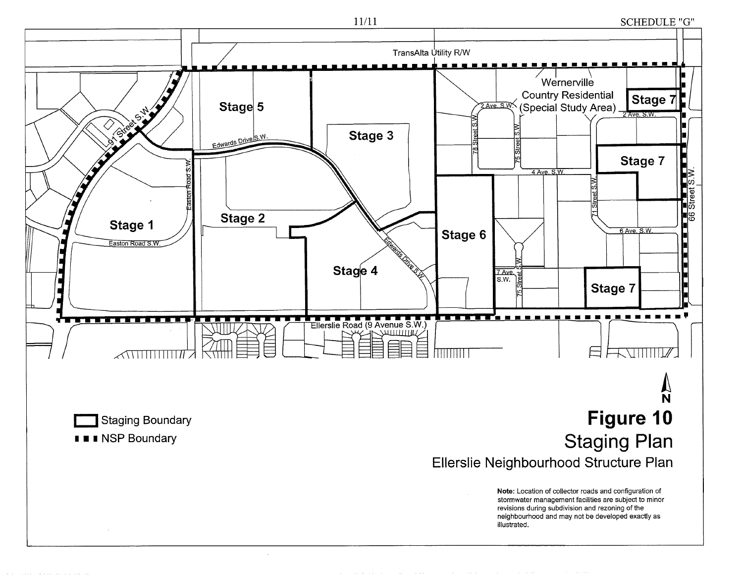SCHEDULE "G"

TransAlta Utility R/W

Wernerville Country Residential (Special Study Area)

Stage 1

Stage 2

Stage 3

Stage 4

Stage 5

Stage 6

Stage 7

Stage 7

Stage 7

91 Street S.W.

Easton Road S.W.

Easton Road S.W.

Edwards Drive S.W.

Edwards Drive S.W.

2 Ave. S.W.

2 Ave. S.W.

4 Ave. S.W.

6 Ave. S.W.

7 Ave. S.W.

78 Street S.W.

75 Street S.W.

75 Street S.W.

71 Street S.W.

66 Street S.W.

Ellerslie Road (9 Avenue S.W.)

N

Staging Boundary

NSP Boundary

**Figure 10**

Staging Plan

Ellerslie Neighbourhood Structure Plan

**Note:** Location of collector roads and configuration of stormwater management facilities are subject to minor revisions during subdivision and rezoning of the neighbourhood and may not be developed exactly as illustrated.